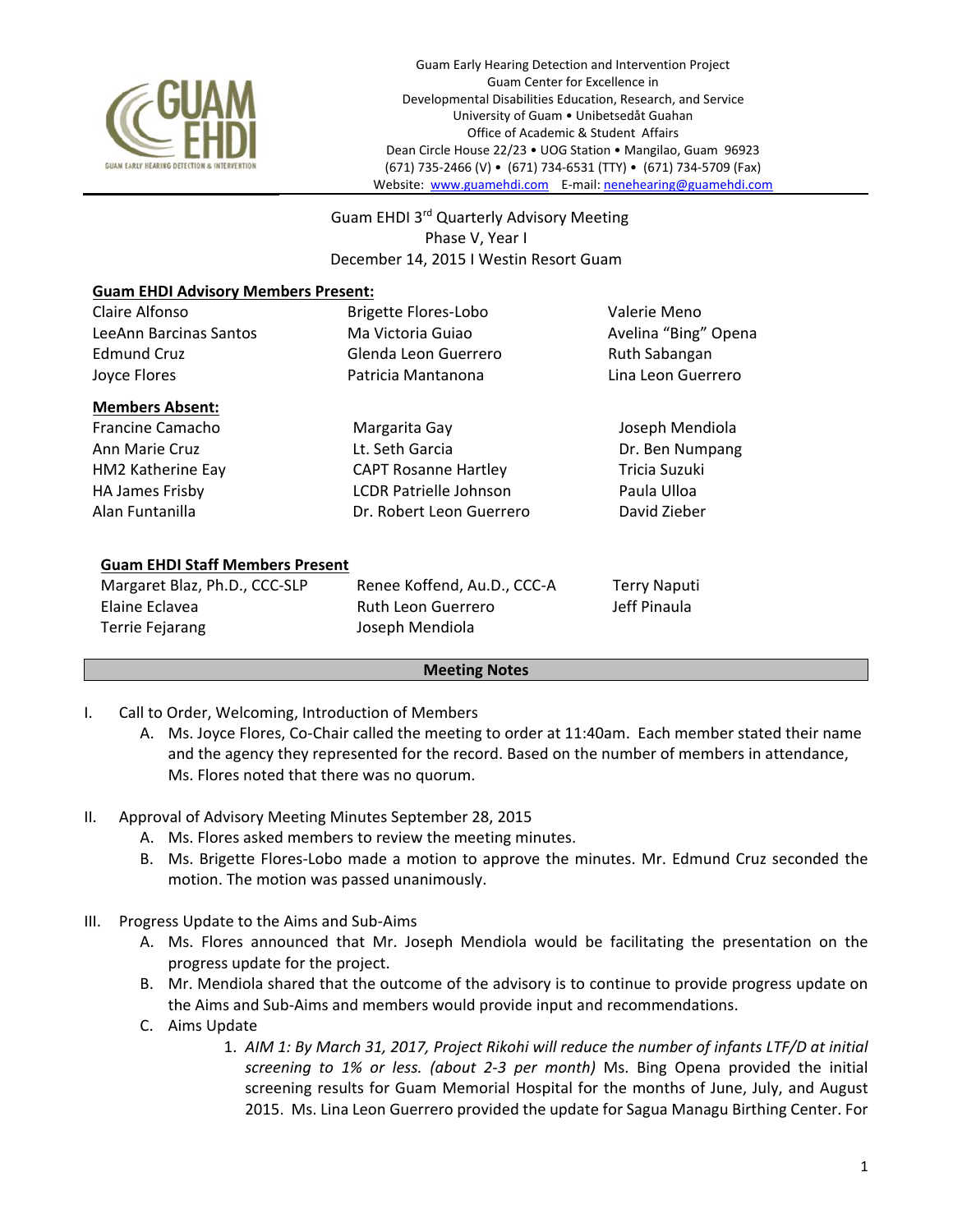Guam Early Hearing Detection and Intervention Project
Guam Center for Excellence in
Developmental Disabilities Education, Research, and Service
University of Guam • Unibetsedåt Guahan
Office of Academic & Student Affairs
Dean Circle House 22/23 • UOG Station • Mangilao, Guam 96923
(671) 735-2466 (V) • (671) 734-6531 (TTY) • (671) 734-5709 (Fax)
Website: www.guamehdi.com E-mail: nenehearing@guamehdi.com

Guam EHDI 3rd Quarterly Advisory Meeting
Phase V, Year I
December 14, 2015 I Westin Resort Guam

**Guam EHDI Advisory Members Present:**

| | | |
|---|---|---|
| Claire Alfonso | Brigette Flores-Lobo | Valerie Meno |
| LeeAnn Barcinas Santos | Ma Victoria Guiao | Avelina "Bing" Opena |
| Edmund Cruz | Glenda Leon Guerrero | Ruth Sabangan |
| Joyce Flores | Patricia Mantanona | Lina Leon Guerrero |

**Members Absent:**

| | | |
|---|---|---|
| Francine Camacho | Margarita Gay | Joseph Mendiola |
| Ann Marie Cruz | Lt. Seth Garcia | Dr. Ben Numpang |
| HM2 Katherine Eay | CAPT Rosanne Hartley | Tricia Suzuki |
| HA James Frisby | LCDR Patrielle Johnson | Paula Ulloa |
| Alan Funtanilla | Dr. Robert Leon Guerrero | David Zieber |

**Guam EHDI Staff Members Present**

| | | |
|---|---|---|
| Margaret Blaz, Ph.D., CCC-SLP | Renee Koffend, Au.D., CCC-A | Terry Naputi |
| Elaine Eclavea | Ruth Leon Guerrero | Jeff Pinaula |
| Terrie Fejarang | Joseph Mendiola | |

## Meeting Notes

I. Call to Order, Welcoming, Introduction of Members
   A. Ms. Joyce Flores, Co-Chair called the meeting to order at 11:40am. Each member stated their name and the agency they represented for the record. Based on the number of members in attendance, Ms. Flores noted that there was no quorum.

II. Approval of Advisory Meeting Minutes September 28, 2015
   A. Ms. Flores asked members to review the meeting minutes.
   B. Ms. Brigette Flores-Lobo made a motion to approve the minutes. Mr. Edmund Cruz seconded the motion. The motion was passed unanimously.

III. Progress Update to the Aims and Sub-Aims
   A. Ms. Flores announced that Mr. Joseph Mendiola would be facilitating the presentation on the progress update for the project.
   B. Mr. Mendiola shared that the outcome of the advisory is to continue to provide progress update on the Aims and Sub-Aims and members would provide input and recommendations.
   C. Aims Update
      1. *AIM 1: By March 31, 2017, Project Rikohi will reduce the number of infants LTF/D at initial screening to 1% or less. (about 2-3 per month)* Ms. Bing Opena provided the initial screening results for Guam Memorial Hospital for the months of June, July, and August 2015. Ms. Lina Leon Guerrero provided the update for Sagua Managu Birthing Center. For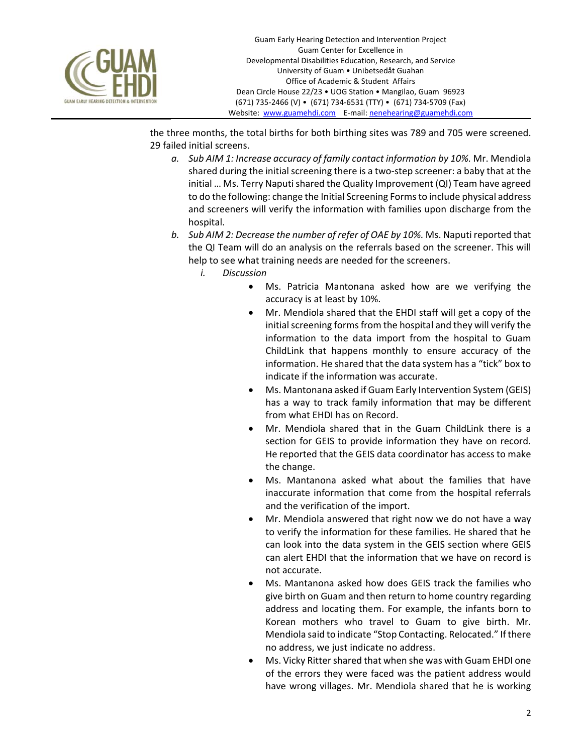the three months, the total births for both birthing sites was 789 and 705 were screened. 29 failed initial screens.

a. *Sub AIM 1: Increase accuracy of family contact information by 10%.* Mr. Mendiola shared during the initial screening there is a two-step screener: a baby that at the initial … Ms. Terry Naputi shared the Quality Improvement (QI) Team have agreed to do the following: change the Initial Screening Forms to include physical address and screeners will verify the information with families upon discharge from the hospital.

b. *Sub AIM 2: Decrease the number of refer of OAE by 10%.* Ms. Naputi reported that the QI Team will do an analysis on the referrals based on the screener. This will help to see what training needs are needed for the screeners.

   i. *Discussion*

   - Ms. Patricia Mantonana asked how are we verifying the accuracy is at least by 10%.
   - Mr. Mendiola shared that the EHDI staff will get a copy of the initial screening forms from the hospital and they will verify the information to the data import from the hospital to Guam ChildLink that happens monthly to ensure accuracy of the information. He shared that the data system has a "tick" box to indicate if the information was accurate.
   - Ms. Mantonana asked if Guam Early Intervention System (GEIS) has a way to track family information that may be different from what EHDI has on Record.
   - Mr. Mendiola shared that in the Guam ChildLink there is a section for GEIS to provide information they have on record. He reported that the GEIS data coordinator has access to make the change.
   - Ms. Mantanona asked what about the families that have inaccurate information that come from the hospital referrals and the verification of the import.
   - Mr. Mendiola answered that right now we do not have a way to verify the information for these families. He shared that he can look into the data system in the GEIS section where GEIS can alert EHDI that the information that we have on record is not accurate.
   - Ms. Mantanona asked how does GEIS track the families who give birth on Guam and then return to home country regarding address and locating them. For example, the infants born to Korean mothers who travel to Guam to give birth. Mr. Mendiola said to indicate "Stop Contacting. Relocated." If there no address, we just indicate no address.
   - Ms. Vicky Ritter shared that when she was with Guam EHDI one of the errors they were faced was the patient address would have wrong villages. Mr. Mendiola shared that he is working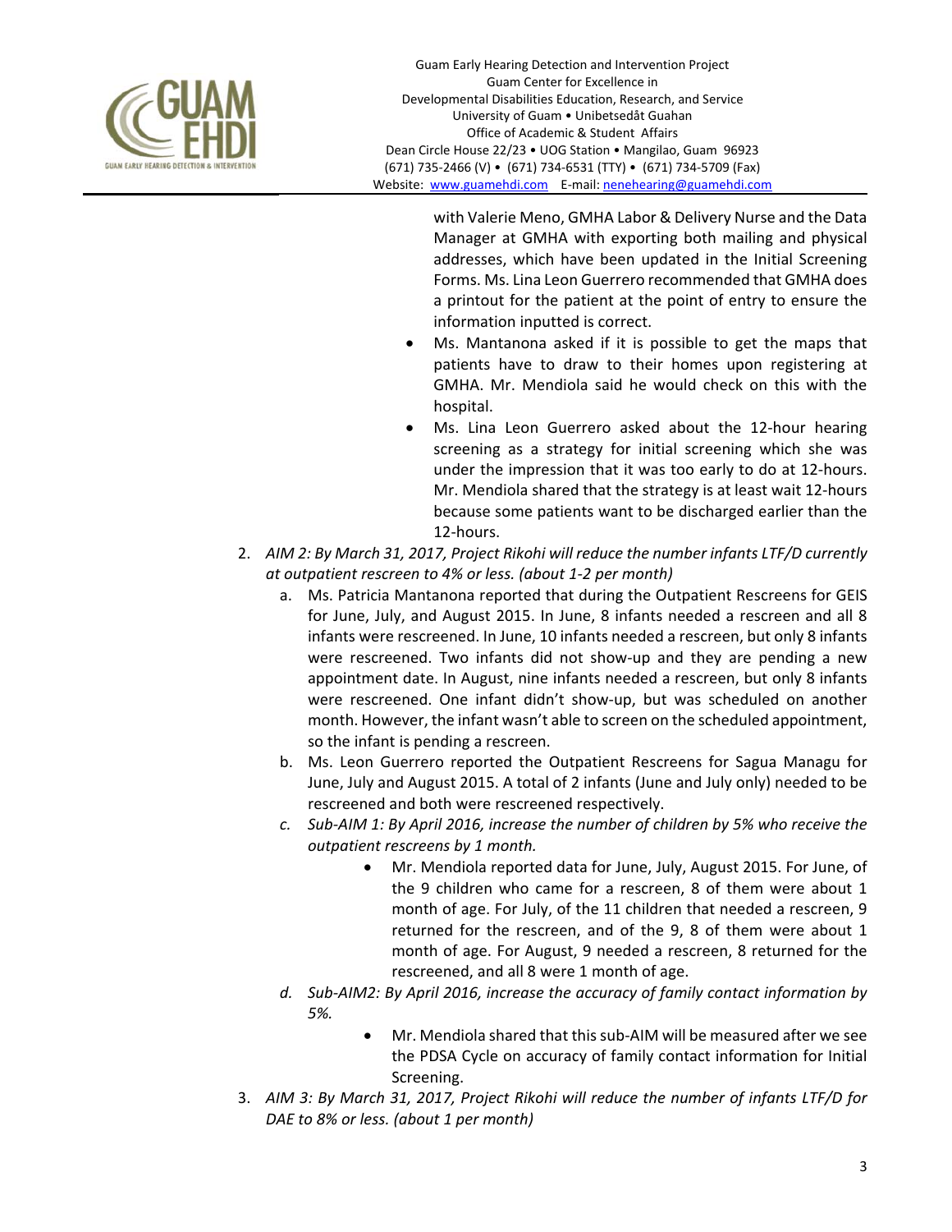with Valerie Meno, GMHA Labor & Delivery Nurse and the Data Manager at GMHA with exporting both mailing and physical addresses, which have been updated in the Initial Screening Forms. Ms. Lina Leon Guerrero recommended that GMHA does a printout for the patient at the point of entry to ensure the information inputted is correct.

- Ms. Mantanona asked if it is possible to get the maps that patients have to draw to their homes upon registering at GMHA. Mr. Mendiola said he would check on this with the hospital.
- Ms. Lina Leon Guerrero asked about the 12-hour hearing screening as a strategy for initial screening which she was under the impression that it was too early to do at 12-hours. Mr. Mendiola shared that the strategy is at least wait 12-hours because some patients want to be discharged earlier than the 12-hours.

2. *AIM 2: By March 31, 2017, Project Rikohi will reduce the number infants LTF/D currently at outpatient rescreen to 4% or less. (about 1-2 per month)*
   a. Ms. Patricia Mantanona reported that during the Outpatient Rescreens for GEIS for June, July, and August 2015. In June, 8 infants needed a rescreen and all 8 infants were rescreened. In June, 10 infants needed a rescreen, but only 8 infants were rescreened. Two infants did not show-up and they are pending a new appointment date. In August, nine infants needed a rescreen, but only 8 infants were rescreened. One infant didn't show-up, but was scheduled on another month. However, the infant wasn't able to screen on the scheduled appointment, so the infant is pending a rescreen.
   b. Ms. Leon Guerrero reported the Outpatient Rescreens for Sagua Managu for June, July and August 2015. A total of 2 infants (June and July only) needed to be rescreened and both were rescreened respectively.
   c. *Sub-AIM 1: By April 2016, increase the number of children by 5% who receive the outpatient rescreens by 1 month.*
      - Mr. Mendiola reported data for June, July, August 2015. For June, of the 9 children who came for a rescreen, 8 of them were about 1 month of age. For July, of the 11 children that needed a rescreen, 9 returned for the rescreen, and of the 9, 8 of them were about 1 month of age. For August, 9 needed a rescreen, 8 returned for the rescreened, and all 8 were 1 month of age.
   d. *Sub-AIM2: By April 2016, increase the accuracy of family contact information by 5%.*
      - Mr. Mendiola shared that this sub-AIM will be measured after we see the PDSA Cycle on accuracy of family contact information for Initial Screening.
3. *AIM 3: By March 31, 2017, Project Rikohi will reduce the number of infants LTF/D for DAE to 8% or less. (about 1 per month)*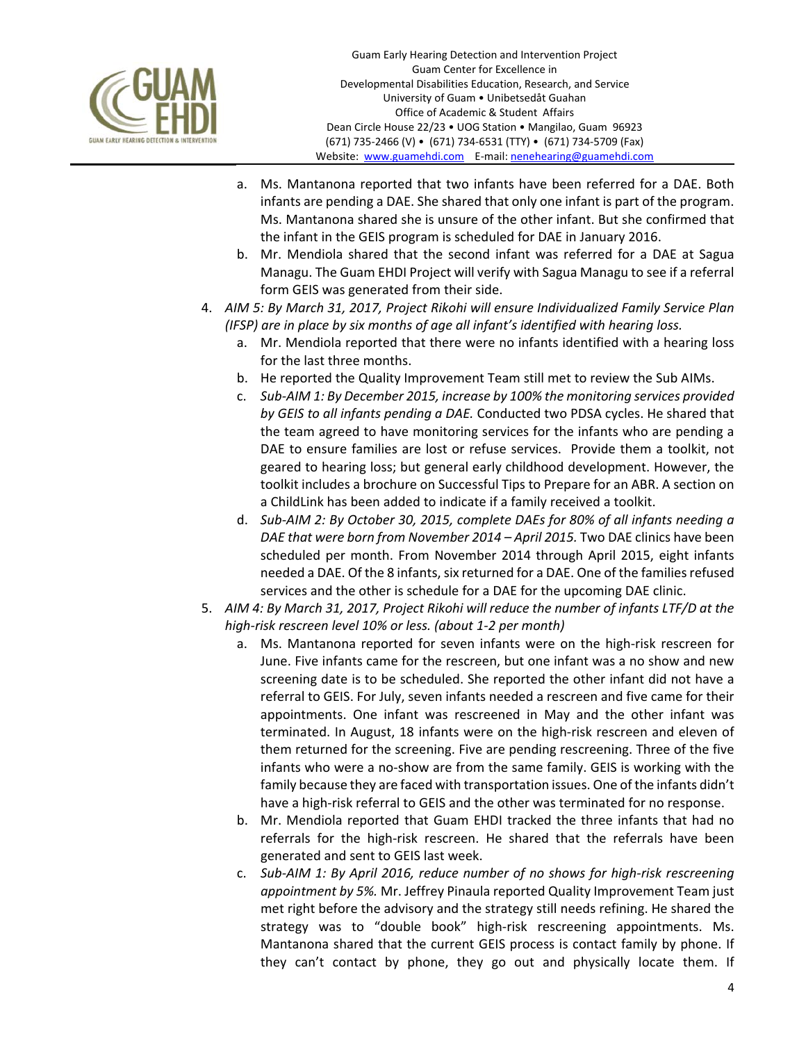a. Ms. Mantanona reported that two infants have been referred for a DAE. Both infants are pending a DAE. She shared that only one infant is part of the program. Ms. Mantanona shared she is unsure of the other infant. But she confirmed that the infant in the GEIS program is scheduled for DAE in January 2016.
   b. Mr. Mendiola shared that the second infant was referred for a DAE at Sagua Managu. The Guam EHDI Project will verify with Sagua Managu to see if a referral form GEIS was generated from their side.

4. *AIM 5: By March 31, 2017, Project Rikohi will ensure Individualized Family Service Plan (IFSP) are in place by six months of age all infant's identified with hearing loss.*
   a. Mr. Mendiola reported that there were no infants identified with a hearing loss for the last three months.
   b. He reported the Quality Improvement Team still met to review the Sub AIMs.
   c. *Sub-AIM 1: By December 2015, increase by 100% the monitoring services provided by GEIS to all infants pending a DAE.* Conducted two PDSA cycles. He shared that the team agreed to have monitoring services for the infants who are pending a DAE to ensure families are lost or refuse services. Provide them a toolkit, not geared to hearing loss; but general early childhood development. However, the toolkit includes a brochure on Successful Tips to Prepare for an ABR. A section on a ChildLink has been added to indicate if a family received a toolkit.
   d. *Sub-AIM 2: By October 30, 2015, complete DAEs for 80% of all infants needing a DAE that were born from November 2014 – April 2015.* Two DAE clinics have been scheduled per month. From November 2014 through April 2015, eight infants needed a DAE. Of the 8 infants, six returned for a DAE. One of the families refused services and the other is schedule for a DAE for the upcoming DAE clinic.

5. *AIM 4: By March 31, 2017, Project Rikohi will reduce the number of infants LTF/D at the high-risk rescreen level 10% or less. (about 1-2 per month)*
   a. Ms. Mantanona reported for seven infants were on the high-risk rescreen for June. Five infants came for the rescreen, but one infant was a no show and new screening date is to be scheduled. She reported the other infant did not have a referral to GEIS. For July, seven infants needed a rescreen and five came for their appointments. One infant was rescreened in May and the other infant was terminated. In August, 18 infants were on the high-risk rescreen and eleven of them returned for the screening. Five are pending rescreening. Three of the five infants who were a no-show are from the same family. GEIS is working with the family because they are faced with transportation issues. One of the infants didn't have a high-risk referral to GEIS and the other was terminated for no response.
   b. Mr. Mendiola reported that Guam EHDI tracked the three infants that had no referrals for the high-risk rescreen. He shared that the referrals have been generated and sent to GEIS last week.
   c. *Sub-AIM 1: By April 2016, reduce number of no shows for high-risk rescreening appointment by 5%.* Mr. Jeffrey Pinaula reported Quality Improvement Team just met right before the advisory and the strategy still needs refining. He shared the strategy was to "double book" high-risk rescreening appointments. Ms. Mantanona shared that the current GEIS process is contact family by phone. If they can't contact by phone, they go out and physically locate them. If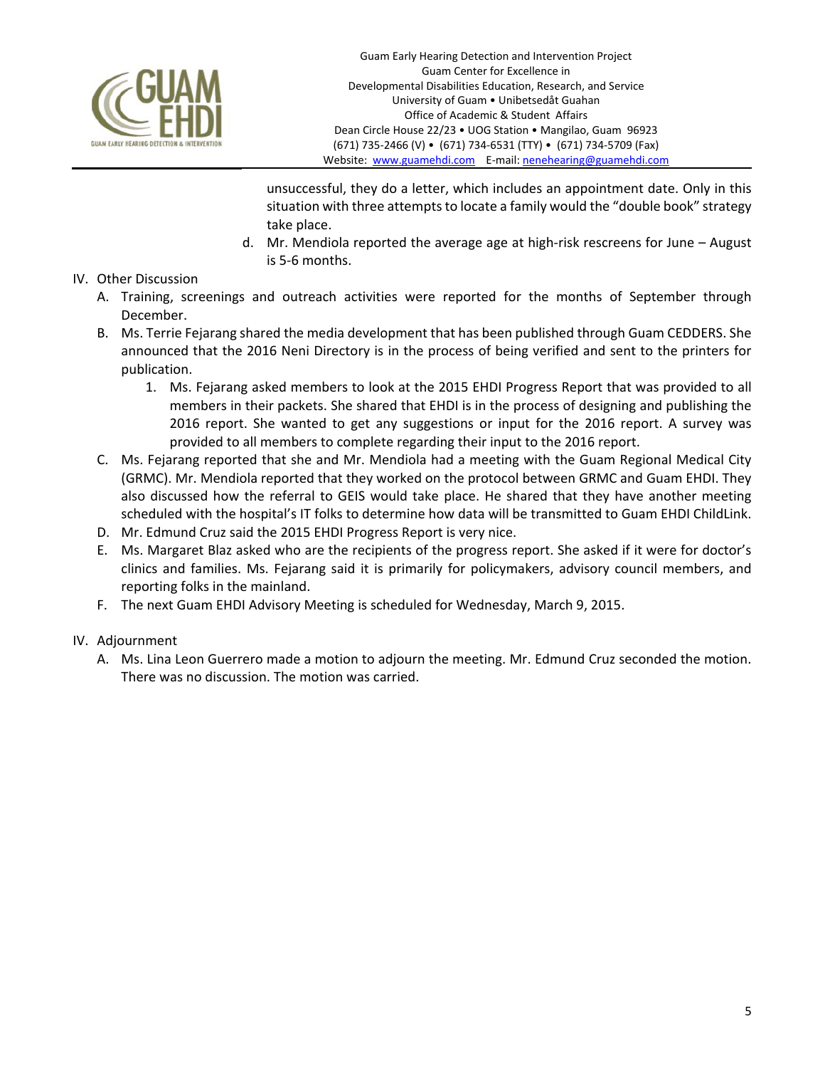unsuccessful, they do a letter, which includes an appointment date. Only in this situation with three attempts to locate a family would the "double book" strategy take place.

d. Mr. Mendiola reported the average age at high-risk rescreens for June – August is 5-6 months.

IV. Other Discussion

A. Training, screenings and outreach activities were reported for the months of September through December.

B. Ms. Terrie Fejarang shared the media development that has been published through Guam CEDDERS. She announced that the 2016 Neni Directory is in the process of being verified and sent to the printers for publication.

1. Ms. Fejarang asked members to look at the 2015 EHDI Progress Report that was provided to all members in their packets. She shared that EHDI is in the process of designing and publishing the 2016 report. She wanted to get any suggestions or input for the 2016 report. A survey was provided to all members to complete regarding their input to the 2016 report.

C. Ms. Fejarang reported that she and Mr. Mendiola had a meeting with the Guam Regional Medical City (GRMC). Mr. Mendiola reported that they worked on the protocol between GRMC and Guam EHDI. They also discussed how the referral to GEIS would take place. He shared that they have another meeting scheduled with the hospital's IT folks to determine how data will be transmitted to Guam EHDI ChildLink.

D. Mr. Edmund Cruz said the 2015 EHDI Progress Report is very nice.

E. Ms. Margaret Blaz asked who are the recipients of the progress report. She asked if it were for doctor's clinics and families. Ms. Fejarang said it is primarily for policymakers, advisory council members, and reporting folks in the mainland.

F. The next Guam EHDI Advisory Meeting is scheduled for Wednesday, March 9, 2015.

IV. Adjournment

A. Ms. Lina Leon Guerrero made a motion to adjourn the meeting. Mr. Edmund Cruz seconded the motion. There was no discussion. The motion was carried.